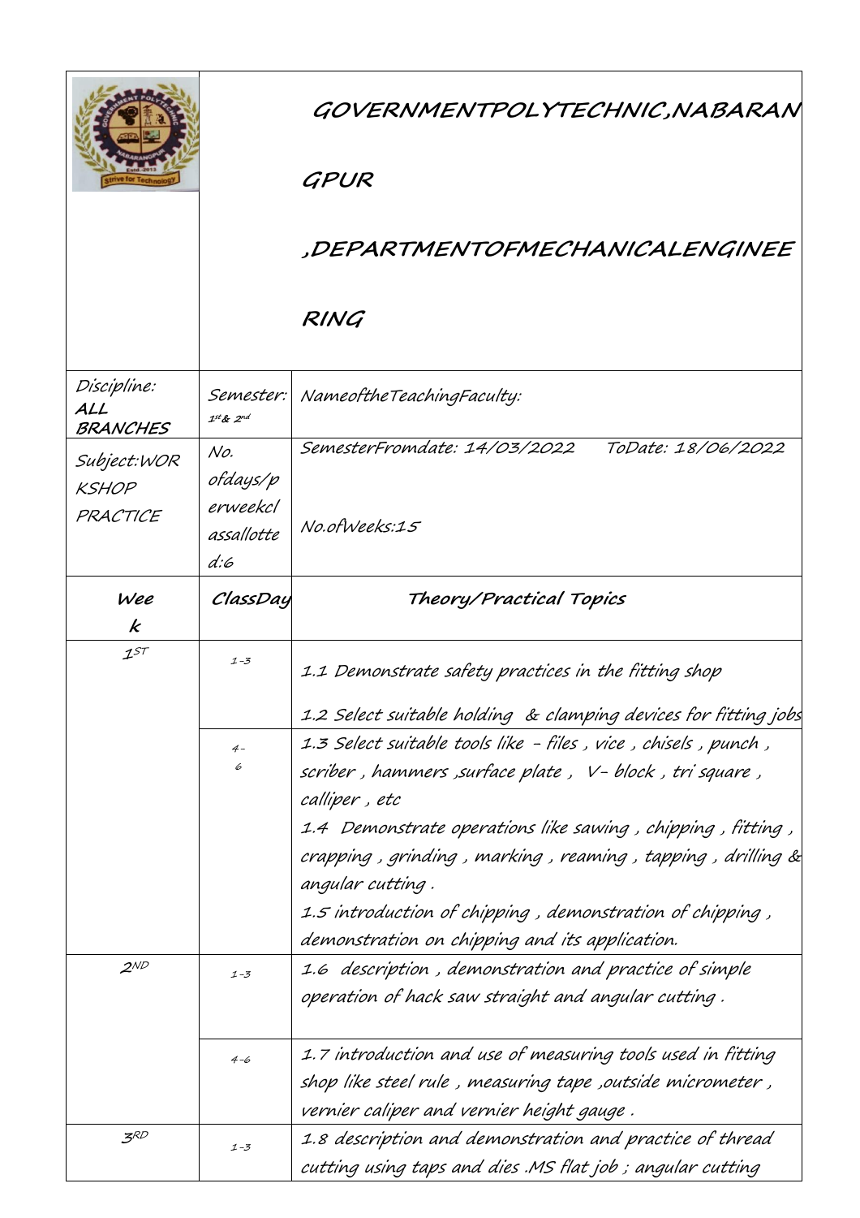# GOVERNMENTPOLYTECHNIC,NABARANGPUR

## ,DEPARTMENTOFMECHANICALENGINEERING

| Discipline: **ALL BRANCHES** | Semester: 1st & 2nd | NameoftheTeachingFaculty: |
|---|---|---|
| Subject:WORKSHOP PRACTICE | No. ofdays/perweekclassallotted:6 | SemesterFromdate: 14/03/2022 ToDate: 18/06/2022<br><br>No.ofWeeks:15 |

| **Week** | **ClassDay** | **Theory/Practical Topics** |
|---|---|---|
| 1ST | 1-3 | 1.1 Demonstrate safety practices in the fitting shop<br>1.2 Select suitable holding & clamping devices for fitting jobs |
| | 4-6 | 1.3 Select suitable tools like - files , vice , chisels , punch , scriber , hammers ,surface plate , V- block , tri square , calliper , etc<br>1.4 Demonstrate operations like sawing , chipping , fitting , crapping , grinding , marking , reaming , tapping , drilling & angular cutting .<br>1.5 introduction of chipping , demonstration of chipping , demonstration on chipping and its application. |
| 2ND | 1-3 | 1.6 description , demonstration and practice of simple operation of hack saw straight and angular cutting . |
| | 4-6 | 1.7 introduction and use of measuring tools used in fitting shop like steel rule , measuring tape ,outside micrometer , vernier caliper and vernier height gauge . |
| 3RD | 1-3 | 1.8 description and demonstration and practice of thread cutting using taps and dies .MS flat job ; angular cutting |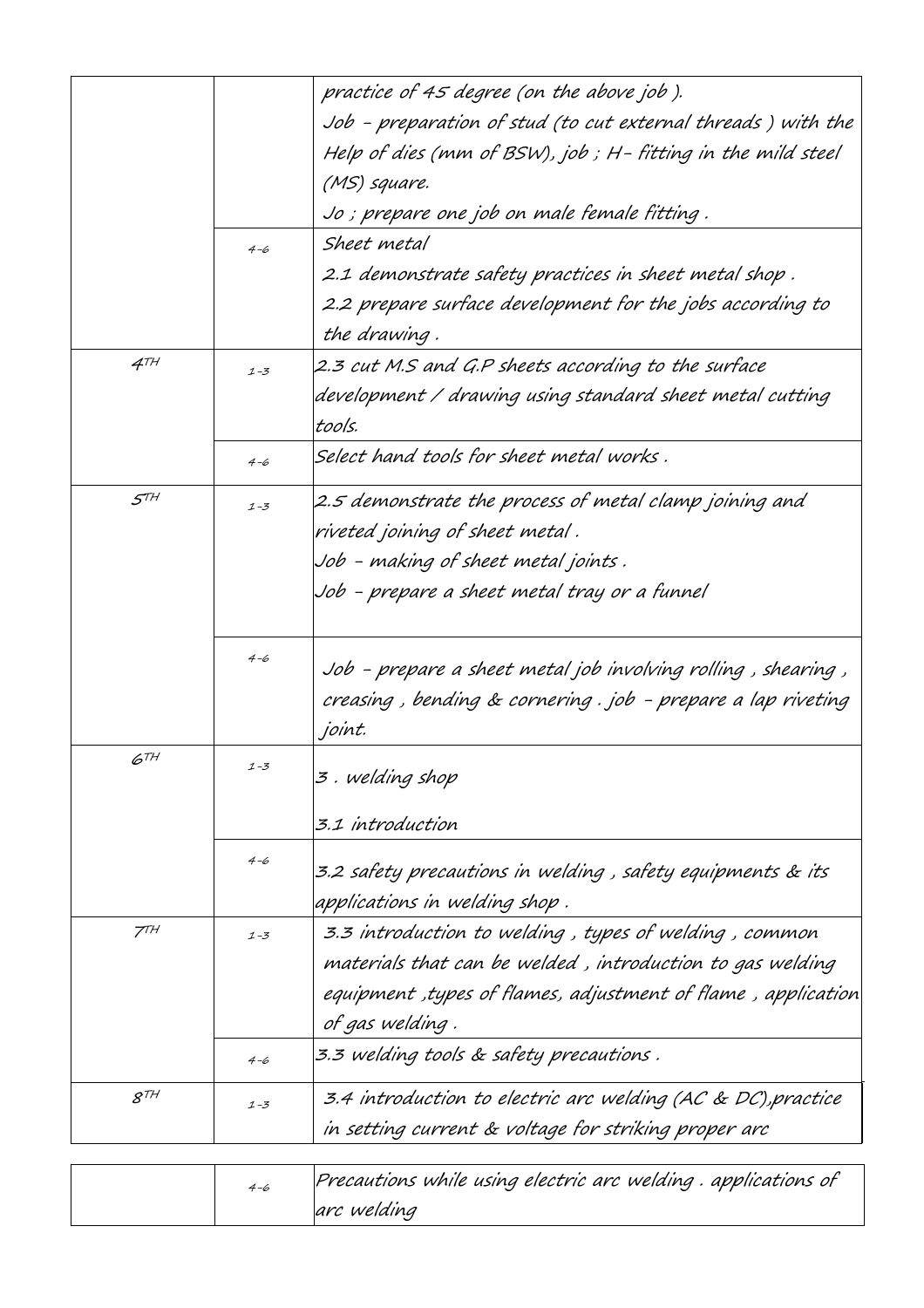| | | |
|---|---|---|
| | | practice of 45 degree (on the above job ). Job – preparation of stud (to cut external threads ) with the Help of dies (mm of BSW), job ; H- fitting in the mild steel (MS) square. Jo ; prepare one job on male female fitting . |
| | 4-6 | Sheet metal<br>2.1 demonstrate safety practices in sheet metal shop .<br>2.2 prepare surface development for the jobs according to the drawing . |
| 4TH | 1-3 | 2.3 cut M.S and G.P sheets according to the surface development / drawing using standard sheet metal cutting tools. |
| | 4-6 | Select hand tools for sheet metal works . |
| 5TH | 1-3 | 2.5 demonstrate the process of metal clamp joining and riveted joining of sheet metal .<br>Job – making of sheet metal joints .<br>Job – prepare a sheet metal tray or a funnel |
| | 4-6 | Job – prepare a sheet metal job involving rolling , shearing , creasing , bending & cornering . job – prepare a lap riveting joint. |
| 6TH | 1-3 | 3 . welding shop<br>3.1 introduction |
| | 4-6 | 3.2 safety precautions in welding , safety equipments & its applications in welding shop . |
| 7TH | 1-3 | 3.3 introduction to welding , types of welding , common materials that can be welded , introduction to gas welding equipment ,types of flames, adjustment of flame , application of gas welding . |
| | 4-6 | 3.3 welding tools & safety precautions . |
| 8TH | 1-3 | 3.4 introduction to electric arc welding (AC & DC),practice in setting current & voltage for striking proper arc |
| | 4-6 | Precautions while using electric arc welding . applications of arc welding |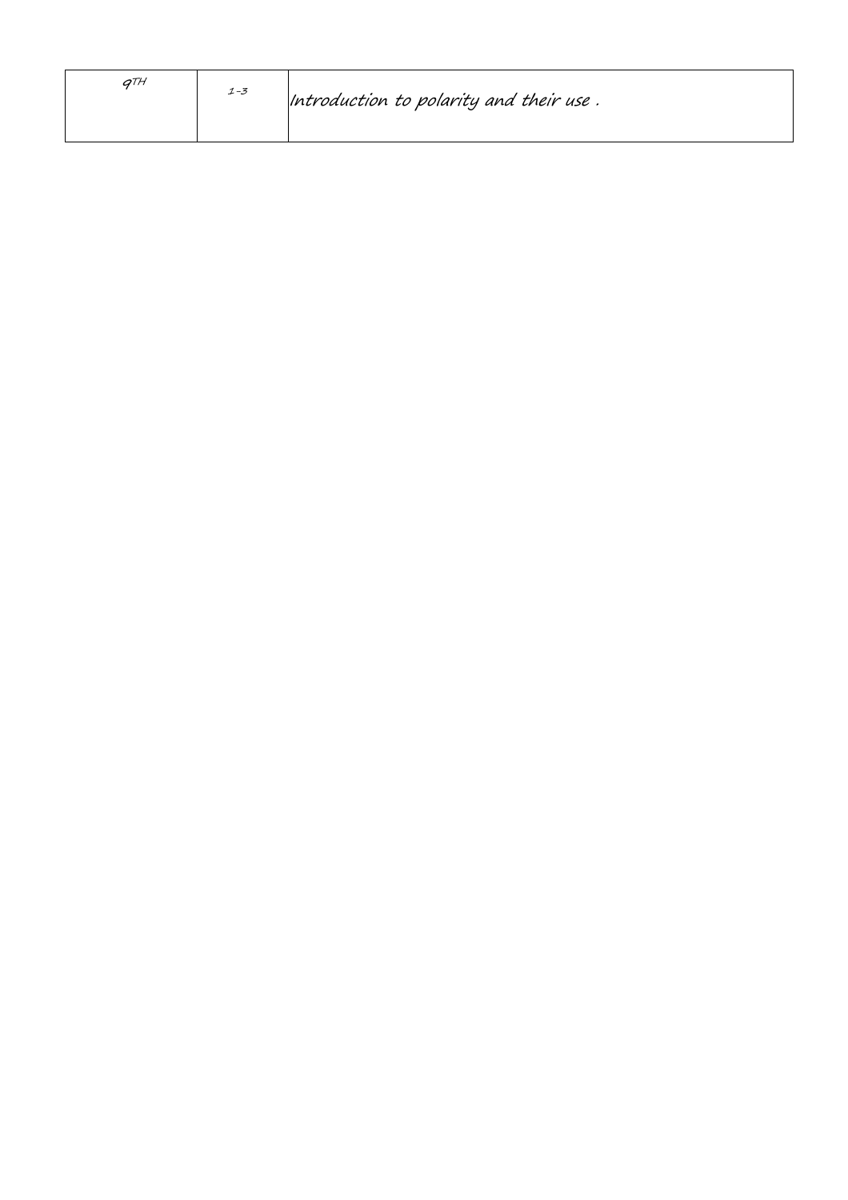| | | |
|---|---|---|
| $9^{TH}$ | 1-3 | Introduction to polarity and their use . |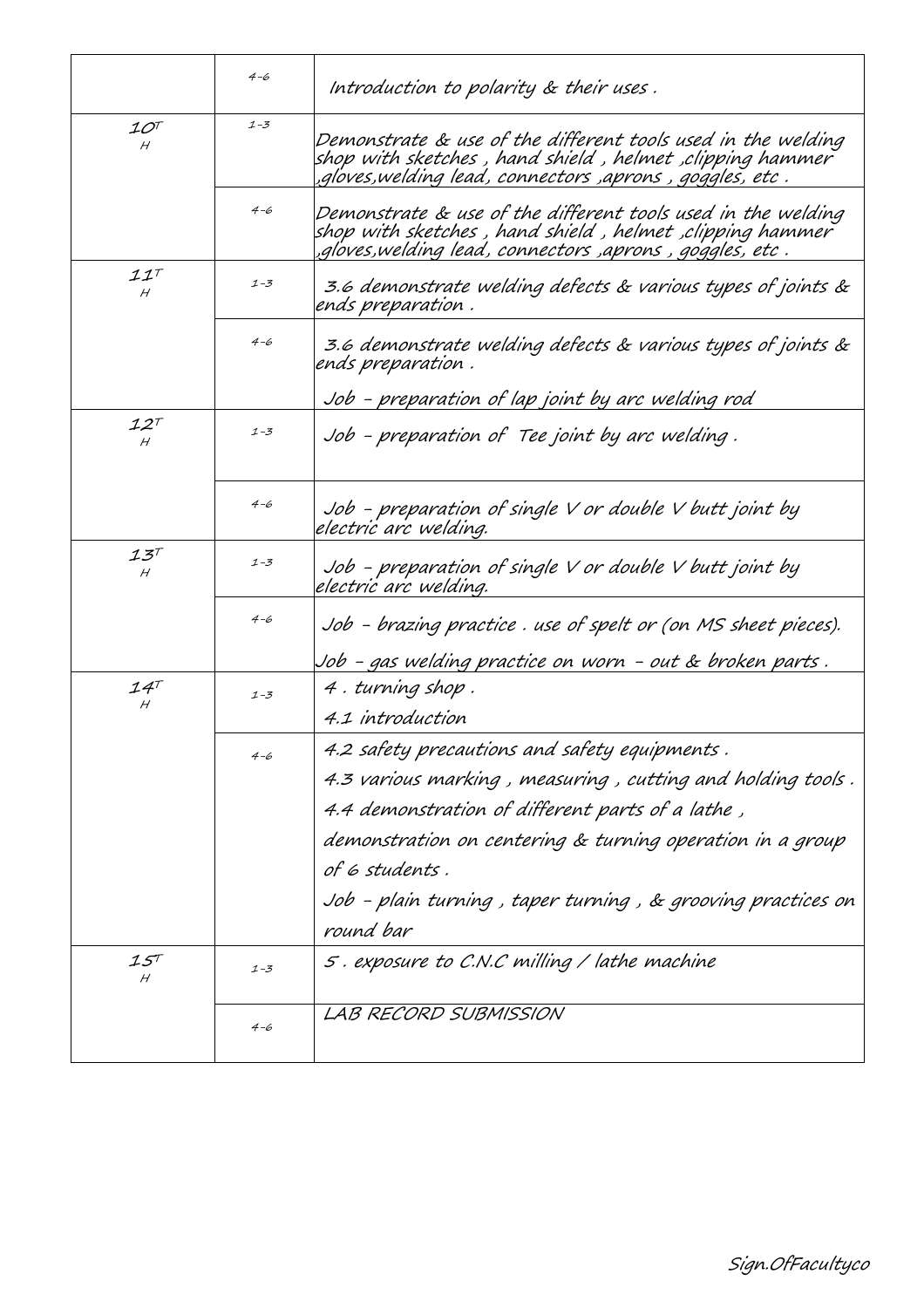|  |  |  |
|---|---|---|
|  | 4-6 | Introduction to polarity & their uses . |
| $10^{T}$ H | 1-3 | Demonstrate & use of the different tools used in the welding shop with sketches , hand shield , helmet ,clipping hammer ,gloves,welding lead, connectors ,aprons , goggles, etc . |
|  | 4-6 | Demonstrate & use of the different tools used in the welding shop with sketches , hand shield , helmet ,clipping hammer ,gloves,welding lead, connectors ,aprons , goggles, etc . |
| $11^{T}$ H | 1-3 | 3.6 demonstrate welding defects & various types of joints & ends preparation . |
|  | 4-6 | 3.6 demonstrate welding defects & various types of joints & ends preparation .<br>Job – preparation of lap joint by arc welding rod |
| $12^{T}$ H | 1-3 | Job – preparation of Tee joint by arc welding . |
|  | 4-6 | Job – preparation of single V or double V butt joint by electric arc welding. |
| $13^{T}$ H | 1-3 | Job – preparation of single V or double V butt joint by electric arc welding. |
|  | 4-6 | Job – brazing practice . use of spelt or (on MS sheet pieces).<br>Job – gas welding practice on worn – out & broken parts . |
| $14^{T}$ H | 1-3 | 4 . turning shop .<br>4.1 introduction |
|  | 4-6 | 4.2 safety precautions and safety equipments .<br>4.3 various marking , measuring , cutting and holding tools .<br>4.4 demonstration of different parts of a lathe , demonstration on centering & turning operation in a group of 6 students .<br>Job – plain turning , taper turning , & grooving practices on round bar |
| $15^{T}$ H | 1-3 | 5 . exposure to C.N.C milling / lathe machine |
|  | 4-6 | LAB RECORD SUBMISSION |

Sign.OfFacultyco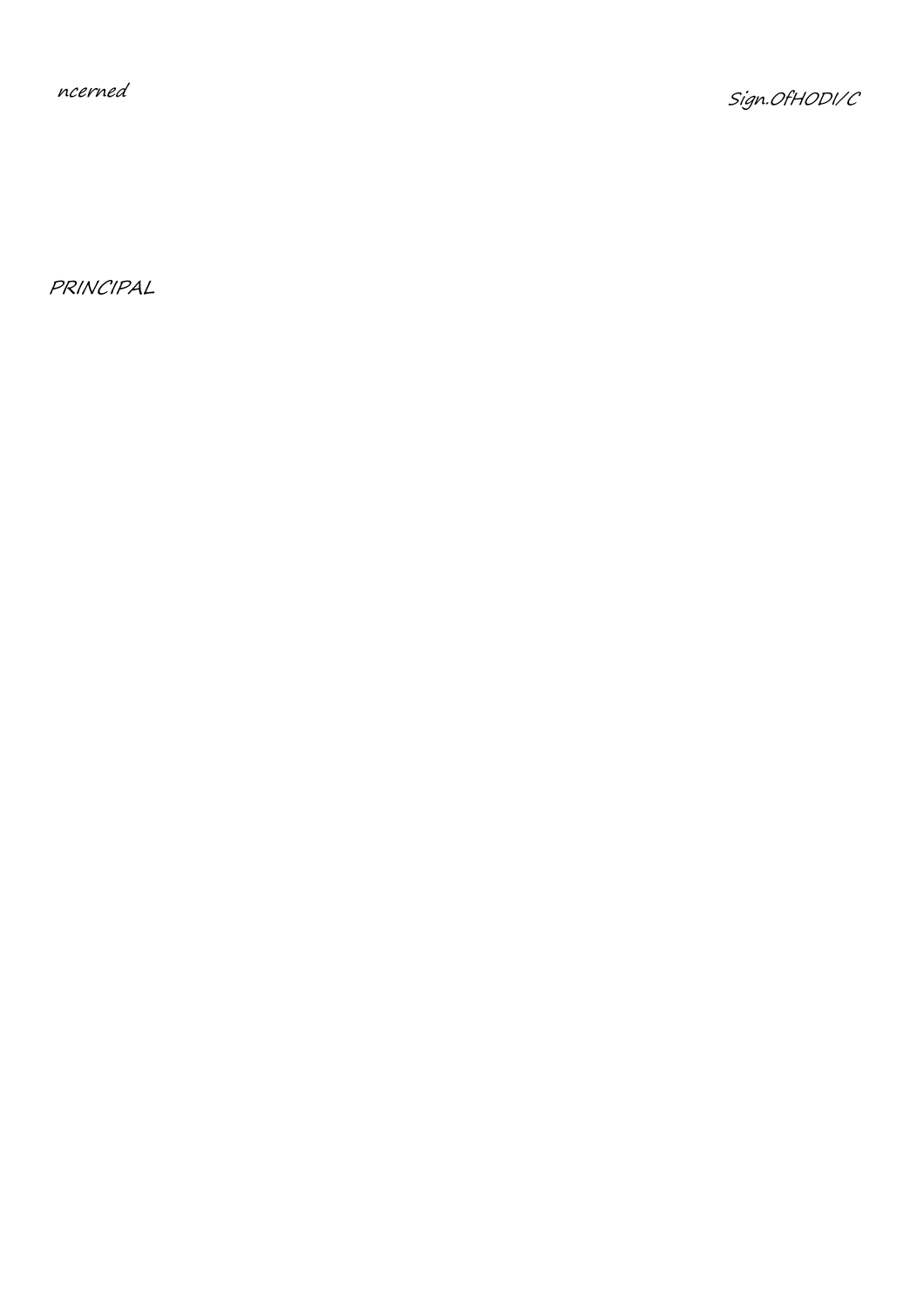ncerned

Sign.OfHODI/C

PRINCIPAL